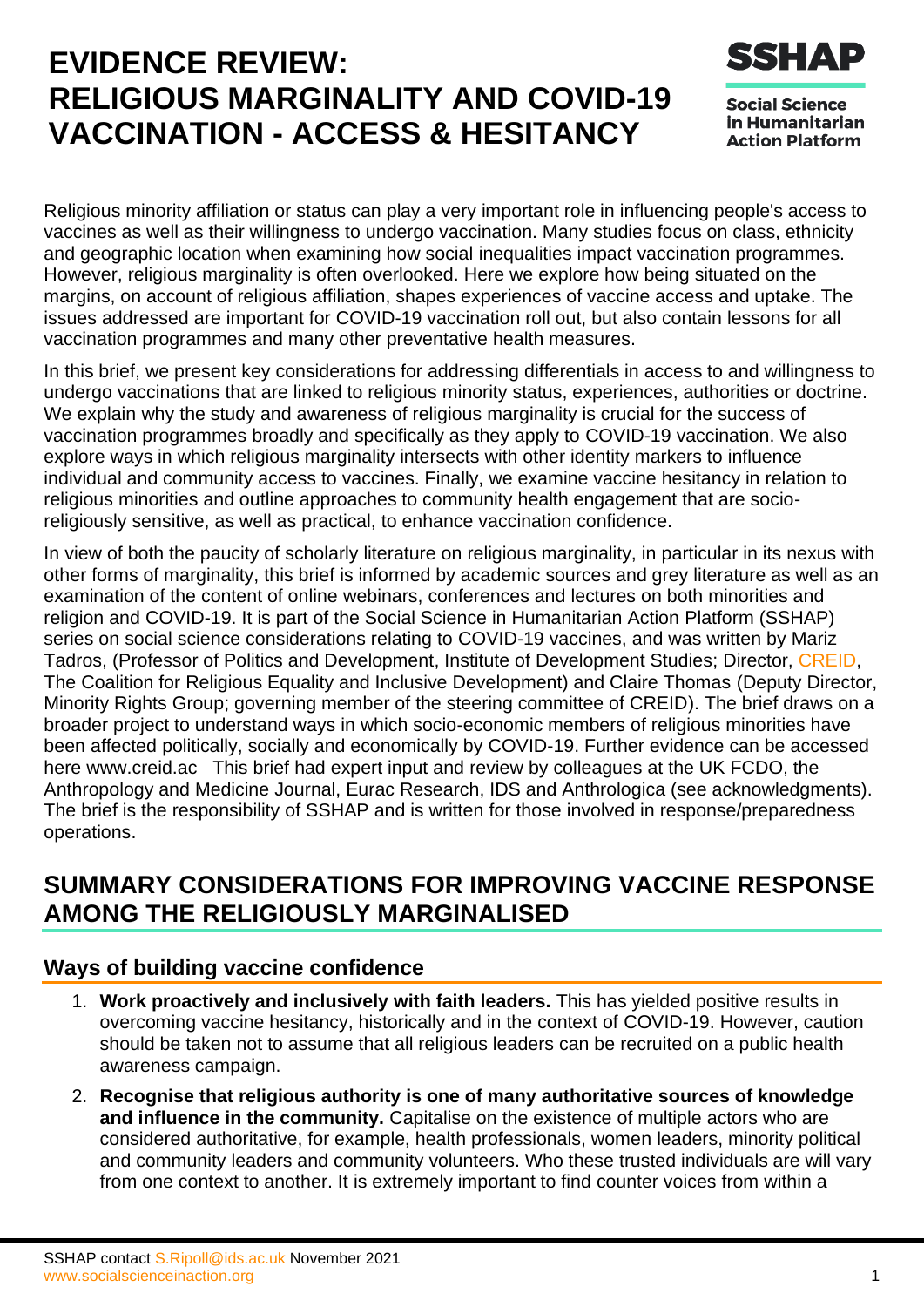# EVIDENCE REVIEW: RELIGIOUS MARGINALITY AND COVID-19 VACCINATION - ACCESS & HESITANCY

**SSHAP**
**Social Science in Humanitarian Action Platform**

Religious minority affiliation or status can play a very important role in influencing people's access to vaccines as well as their willingness to undergo vaccination. Many studies focus on class, ethnicity and geographic location when examining how social inequalities impact vaccination programmes. However, religious marginality is often overlooked. Here we explore how being situated on the margins, on account of religious affiliation, shapes experiences of vaccine access and uptake. The issues addressed are important for COVID-19 vaccination roll out, but also contain lessons for all vaccination programmes and many other preventative health measures.

In this brief, we present key considerations for addressing differentials in access to and willingness to undergo vaccinations that are linked to religious minority status, experiences, authorities or doctrine. We explain why the study and awareness of religious marginality is crucial for the success of vaccination programmes broadly and specifically as they apply to COVID-19 vaccination. We also explore ways in which religious marginality intersects with other identity markers to influence individual and community access to vaccines. Finally, we examine vaccine hesitancy in relation to religious minorities and outline approaches to community health engagement that are socio-religiously sensitive, as well as practical, to enhance vaccination confidence.

In view of both the paucity of scholarly literature on religious marginality, in particular in its nexus with other forms of marginality, this brief is informed by academic sources and grey literature as well as an examination of the content of online webinars, conferences and lectures on both minorities and religion and COVID-19. It is part of the Social Science in Humanitarian Action Platform (SSHAP) series on social science considerations relating to COVID-19 vaccines, and was written by Mariz Tadros, (Professor of Politics and Development, Institute of Development Studies; Director, CREID, The Coalition for Religious Equality and Inclusive Development) and Claire Thomas (Deputy Director, Minority Rights Group; governing member of the steering committee of CREID). The brief draws on a broader project to understand ways in which socio-economic members of religious minorities have been affected politically, socially and economically by COVID-19. Further evidence can be accessed here www.creid.ac This brief had expert input and review by colleagues at the UK FCDO, the Anthropology and Medicine Journal, Eurac Research, IDS and Anthrologica (see acknowledgments). The brief is the responsibility of SSHAP and is written for those involved in response/preparedness operations.

## SUMMARY CONSIDERATIONS FOR IMPROVING VACCINE RESPONSE AMONG THE RELIGIOUSLY MARGINALISED

### Ways of building vaccine confidence

1. **Work proactively and inclusively with faith leaders.** This has yielded positive results in overcoming vaccine hesitancy, historically and in the context of COVID-19. However, caution should be taken not to assume that all religious leaders can be recruited on a public health awareness campaign.
2. **Recognise that religious authority is one of many authoritative sources of knowledge and influence in the community.** Capitalise on the existence of multiple actors who are considered authoritative, for example, health professionals, women leaders, minority political and community leaders and community volunteers. Who these trusted individuals are will vary from one context to another. It is extremely important to find counter voices from within a

SSHAP contact S.Ripoll@ids.ac.uk November 2021
www.socialscienceinaction.org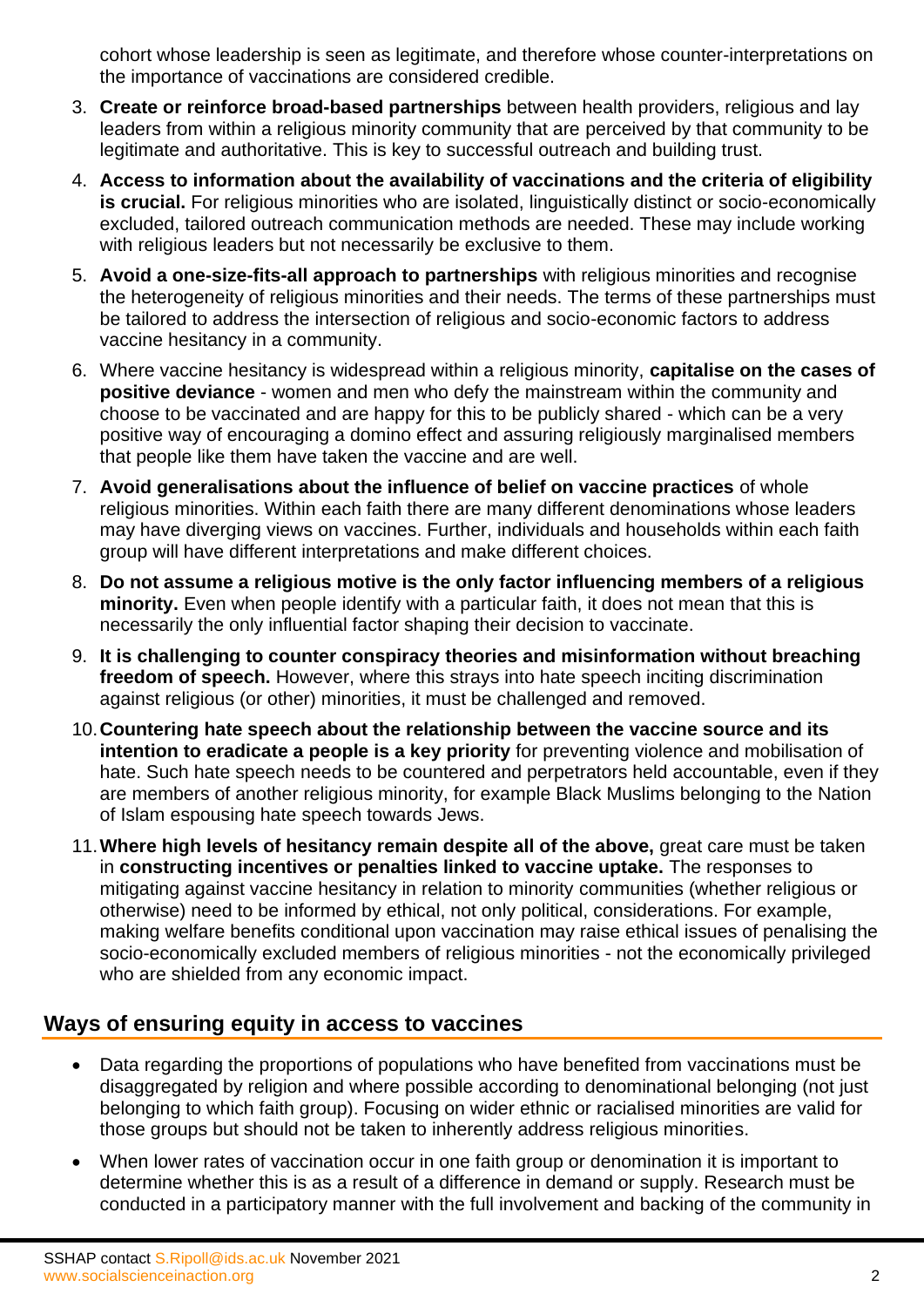cohort whose leadership is seen as legitimate, and therefore whose counter-interpretations on the importance of vaccinations are considered credible.

3. **Create or reinforce broad-based partnerships** between health providers, religious and lay leaders from within a religious minority community that are perceived by that community to be legitimate and authoritative. This is key to successful outreach and building trust.
4. **Access to information about the availability of vaccinations and the criteria of eligibility is crucial.** For religious minorities who are isolated, linguistically distinct or socio-economically excluded, tailored outreach communication methods are needed. These may include working with religious leaders but not necessarily be exclusive to them.
5. **Avoid a one-size-fits-all approach to partnerships** with religious minorities and recognise the heterogeneity of religious minorities and their needs. The terms of these partnerships must be tailored to address the intersection of religious and socio-economic factors to address vaccine hesitancy in a community.
6. Where vaccine hesitancy is widespread within a religious minority, **capitalise on the cases of positive deviance** - women and men who defy the mainstream within the community and choose to be vaccinated and are happy for this to be publicly shared - which can be a very positive way of encouraging a domino effect and assuring religiously marginalised members that people like them have taken the vaccine and are well.
7. **Avoid generalisations about the influence of belief on vaccine practices** of whole religious minorities. Within each faith there are many different denominations whose leaders may have diverging views on vaccines. Further, individuals and households within each faith group will have different interpretations and make different choices.
8. **Do not assume a religious motive is the only factor influencing members of a religious minority.** Even when people identify with a particular faith, it does not mean that this is necessarily the only influential factor shaping their decision to vaccinate.
9. **It is challenging to counter conspiracy theories and misinformation without breaching freedom of speech.** However, where this strays into hate speech inciting discrimination against religious (or other) minorities, it must be challenged and removed.
10. **Countering hate speech about the relationship between the vaccine source and its intention to eradicate a people is a key priority** for preventing violence and mobilisation of hate. Such hate speech needs to be countered and perpetrators held accountable, even if they are members of another religious minority, for example Black Muslims belonging to the Nation of Islam espousing hate speech towards Jews.
11. **Where high levels of hesitancy remain despite all of the above,** great care must be taken in **constructing incentives or penalties linked to vaccine uptake.** The responses to mitigating against vaccine hesitancy in relation to minority communities (whether religious or otherwise) need to be informed by ethical, not only political, considerations. For example, making welfare benefits conditional upon vaccination may raise ethical issues of penalising the socio-economically excluded members of religious minorities - not the economically privileged who are shielded from any economic impact.

## Ways of ensuring equity in access to vaccines

- Data regarding the proportions of populations who have benefited from vaccinations must be disaggregated by religion and where possible according to denominational belonging (not just belonging to which faith group). Focusing on wider ethnic or racialised minorities are valid for those groups but should not be taken to inherently address religious minorities.
- When lower rates of vaccination occur in one faith group or denomination it is important to determine whether this is as a result of a difference in demand or supply. Research must be conducted in a participatory manner with the full involvement and backing of the community in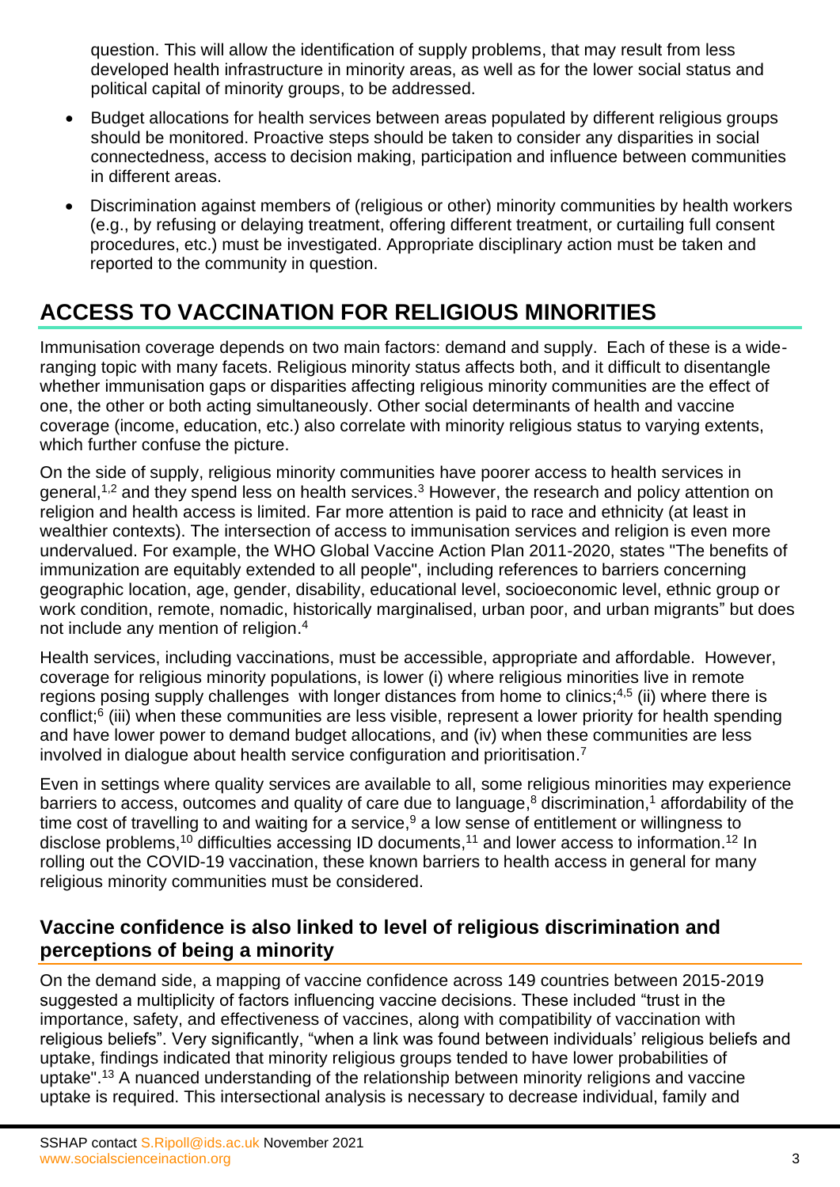question. This will allow the identification of supply problems, that may result from less developed health infrastructure in minority areas, as well as for the lower social status and political capital of minority groups, to be addressed.

- Budget allocations for health services between areas populated by different religious groups should be monitored. Proactive steps should be taken to consider any disparities in social connectedness, access to decision making, participation and influence between communities in different areas.
- Discrimination against members of (religious or other) minority communities by health workers (e.g., by refusing or delaying treatment, offering different treatment, or curtailing full consent procedures, etc.) must be investigated. Appropriate disciplinary action must be taken and reported to the community in question.

# ACCESS TO VACCINATION FOR RELIGIOUS MINORITIES

Immunisation coverage depends on two main factors: demand and supply. Each of these is a wide-ranging topic with many facets. Religious minority status affects both, and it difficult to disentangle whether immunisation gaps or disparities affecting religious minority communities are the effect of one, the other or both acting simultaneously. Other social determinants of health and vaccine coverage (income, education, etc.) also correlate with minority religious status to varying extents, which further confuse the picture.

On the side of supply, religious minority communities have poorer access to health services in general,[1,2] and they spend less on health services.[3] However, the research and policy attention on religion and health access is limited. Far more attention is paid to race and ethnicity (at least in wealthier contexts). The intersection of access to immunisation services and religion is even more undervalued. For example, the WHO Global Vaccine Action Plan 2011-2020, states "The benefits of immunization are equitably extended to all people", including references to barriers concerning geographic location, age, gender, disability, educational level, socioeconomic level, ethnic group or work condition, remote, nomadic, historically marginalised, urban poor, and urban migrants" but does not include any mention of religion.[4]

Health services, including vaccinations, must be accessible, appropriate and affordable. However, coverage for religious minority populations, is lower (i) where religious minorities live in remote regions posing supply challenges with longer distances from home to clinics;[4,5] (ii) where there is conflict;[6] (iii) when these communities are less visible, represent a lower priority for health spending and have lower power to demand budget allocations, and (iv) when these communities are less involved in dialogue about health service configuration and prioritisation.[7]

Even in settings where quality services are available to all, some religious minorities may experience barriers to access, outcomes and quality of care due to language,[8] discrimination,[1] affordability of the time cost of travelling to and waiting for a service,[9] a low sense of entitlement or willingness to disclose problems,[10] difficulties accessing ID documents,[11] and lower access to information.[12] In rolling out the COVID-19 vaccination, these known barriers to health access in general for many religious minority communities must be considered.

## Vaccine confidence is also linked to level of religious discrimination and perceptions of being a minority

On the demand side, a mapping of vaccine confidence across 149 countries between 2015-2019 suggested a multiplicity of factors influencing vaccine decisions. These included "trust in the importance, safety, and effectiveness of vaccines, along with compatibility of vaccination with religious beliefs". Very significantly, "when a link was found between individuals' religious beliefs and uptake, findings indicated that minority religious groups tended to have lower probabilities of uptake".[13] A nuanced understanding of the relationship between minority religions and vaccine uptake is required. This intersectional analysis is necessary to decrease individual, family and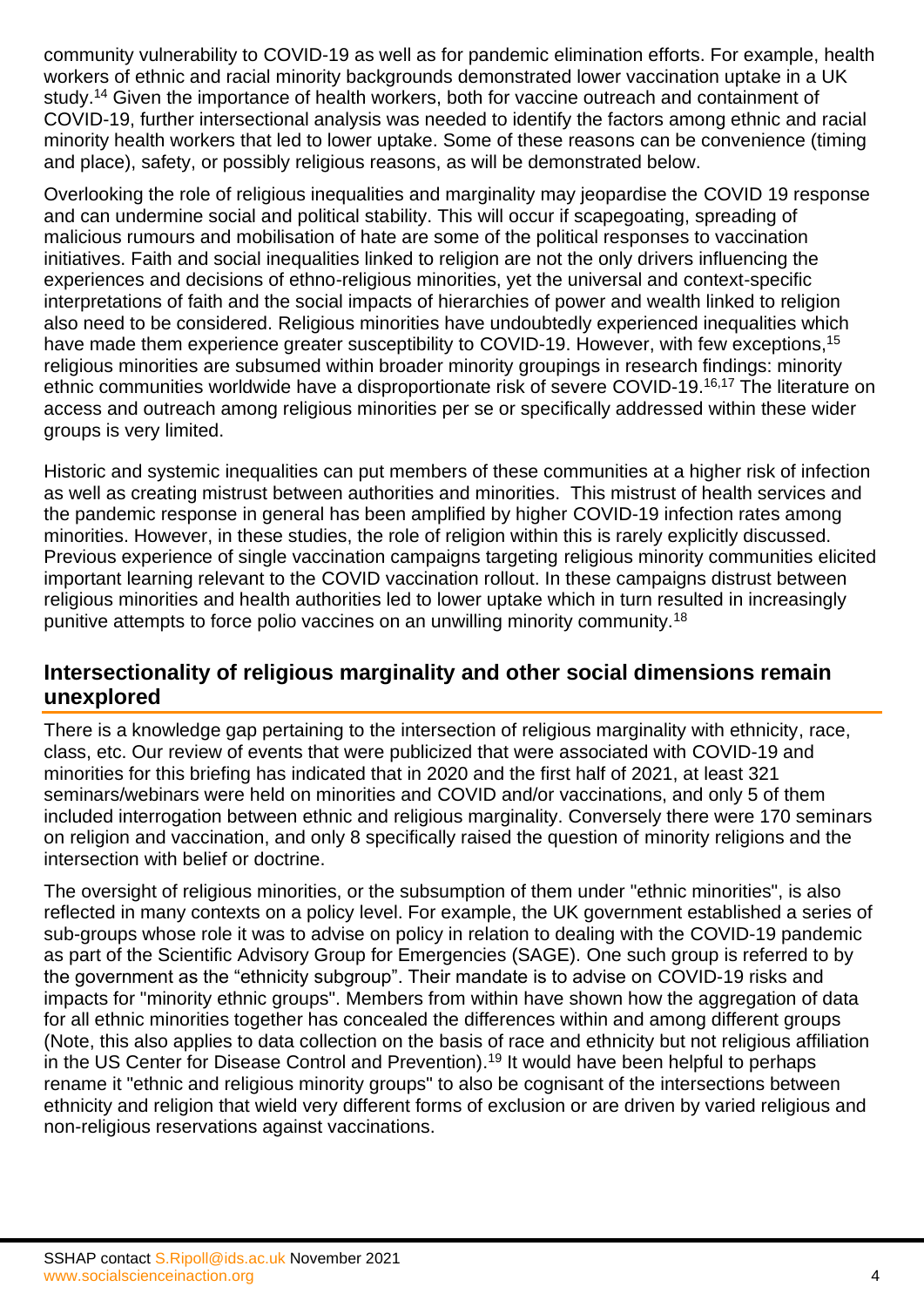community vulnerability to COVID-19 as well as for pandemic elimination efforts. For example, health workers of ethnic and racial minority backgrounds demonstrated lower vaccination uptake in a UK study.[14] Given the importance of health workers, both for vaccine outreach and containment of COVID-19, further intersectional analysis was needed to identify the factors among ethnic and racial minority health workers that led to lower uptake. Some of these reasons can be convenience (timing and place), safety, or possibly religious reasons, as will be demonstrated below.

Overlooking the role of religious inequalities and marginality may jeopardise the COVID 19 response and can undermine social and political stability. This will occur if scapegoating, spreading of malicious rumours and mobilisation of hate are some of the political responses to vaccination initiatives. Faith and social inequalities linked to religion are not the only drivers influencing the experiences and decisions of ethno-religious minorities, yet the universal and context-specific interpretations of faith and the social impacts of hierarchies of power and wealth linked to religion also need to be considered. Religious minorities have undoubtedly experienced inequalities which have made them experience greater susceptibility to COVID-19. However, with few exceptions,[15] religious minorities are subsumed within broader minority groupings in research findings: minority ethnic communities worldwide have a disproportionate risk of severe COVID-19.[16,17] The literature on access and outreach among religious minorities per se or specifically addressed within these wider groups is very limited.

Historic and systemic inequalities can put members of these communities at a higher risk of infection as well as creating mistrust between authorities and minorities. This mistrust of health services and the pandemic response in general has been amplified by higher COVID-19 infection rates among minorities. However, in these studies, the role of religion within this is rarely explicitly discussed. Previous experience of single vaccination campaigns targeting religious minority communities elicited important learning relevant to the COVID vaccination rollout. In these campaigns distrust between religious minorities and health authorities led to lower uptake which in turn resulted in increasingly punitive attempts to force polio vaccines on an unwilling minority community.[18]

## Intersectionality of religious marginality and other social dimensions remain unexplored

There is a knowledge gap pertaining to the intersection of religious marginality with ethnicity, race, class, etc. Our review of events that were publicized that were associated with COVID-19 and minorities for this briefing has indicated that in 2020 and the first half of 2021, at least 321 seminars/webinars were held on minorities and COVID and/or vaccinations, and only 5 of them included interrogation between ethnic and religious marginality. Conversely there were 170 seminars on religion and vaccination, and only 8 specifically raised the question of minority religions and the intersection with belief or doctrine.

The oversight of religious minorities, or the subsumption of them under "ethnic minorities", is also reflected in many contexts on a policy level. For example, the UK government established a series of sub-groups whose role it was to advise on policy in relation to dealing with the COVID-19 pandemic as part of the Scientific Advisory Group for Emergencies (SAGE). One such group is referred to by the government as the "ethnicity subgroup". Their mandate is to advise on COVID-19 risks and impacts for "minority ethnic groups". Members from within have shown how the aggregation of data for all ethnic minorities together has concealed the differences within and among different groups (Note, this also applies to data collection on the basis of race and ethnicity but not religious affiliation in the US Center for Disease Control and Prevention).[19] It would have been helpful to perhaps rename it "ethnic and religious minority groups" to also be cognisant of the intersections between ethnicity and religion that wield very different forms of exclusion or are driven by varied religious and non-religious reservations against vaccinations.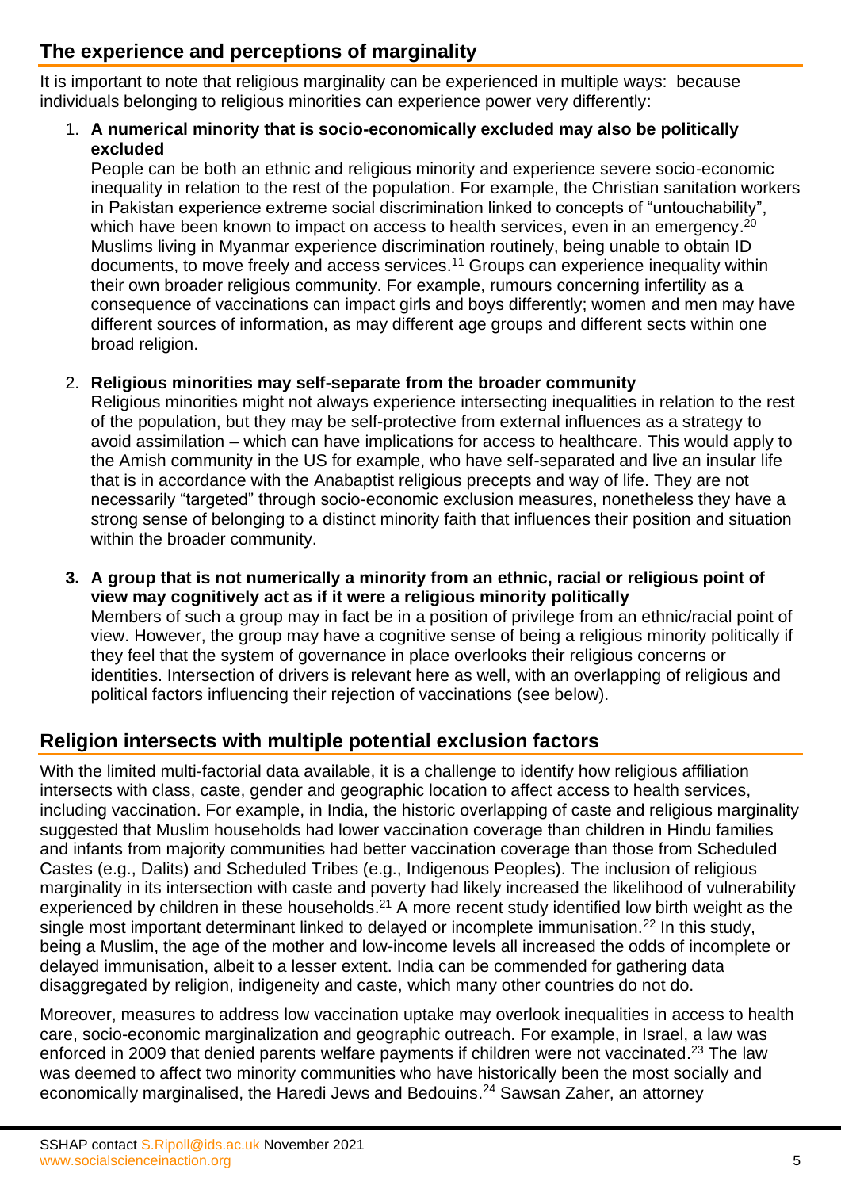## The experience and perceptions of marginality

It is important to note that religious marginality can be experienced in multiple ways: because individuals belonging to religious minorities can experience power very differently:

1. **A numerical minority that is socio-economically excluded may also be politically excluded**
   People can be both an ethnic and religious minority and experience severe socio-economic inequality in relation to the rest of the population. For example, the Christian sanitation workers in Pakistan experience extreme social discrimination linked to concepts of "untouchability", which have been known to impact on access to health services, even in an emergency.[20] Muslims living in Myanmar experience discrimination routinely, being unable to obtain ID documents, to move freely and access services.[11] Groups can experience inequality within their own broader religious community. For example, rumours concerning infertility as a consequence of vaccinations can impact girls and boys differently; women and men may have different sources of information, as may different age groups and different sects within one broad religion.

2. **Religious minorities may self-separate from the broader community**
   Religious minorities might not always experience intersecting inequalities in relation to the rest of the population, but they may be self-protective from external influences as a strategy to avoid assimilation – which can have implications for access to healthcare. This would apply to the Amish community in the US for example, who have self-separated and live an insular life that is in accordance with the Anabaptist religious precepts and way of life. They are not necessarily "targeted" through socio-economic exclusion measures, nonetheless they have a strong sense of belonging to a distinct minority faith that influences their position and situation within the broader community.

3. **A group that is not numerically a minority from an ethnic, racial or religious point of view may cognitively act as if it were a religious minority politically**
   Members of such a group may in fact be in a position of privilege from an ethnic/racial point of view. However, the group may have a cognitive sense of being a religious minority politically if they feel that the system of governance in place overlooks their religious concerns or identities. Intersection of drivers is relevant here as well, with an overlapping of religious and political factors influencing their rejection of vaccinations (see below).

## Religion intersects with multiple potential exclusion factors

With the limited multi-factorial data available, it is a challenge to identify how religious affiliation intersects with class, caste, gender and geographic location to affect access to health services, including vaccination. For example, in India, the historic overlapping of caste and religious marginality suggested that Muslim households had lower vaccination coverage than children in Hindu families and infants from majority communities had better vaccination coverage than those from Scheduled Castes (e.g., Dalits) and Scheduled Tribes (e.g., Indigenous Peoples). The inclusion of religious marginality in its intersection with caste and poverty had likely increased the likelihood of vulnerability experienced by children in these households.[21] A more recent study identified low birth weight as the single most important determinant linked to delayed or incomplete immunisation.[22] In this study, being a Muslim, the age of the mother and low-income levels all increased the odds of incomplete or delayed immunisation, albeit to a lesser extent. India can be commended for gathering data disaggregated by religion, indigeneity and caste, which many other countries do not do.

Moreover, measures to address low vaccination uptake may overlook inequalities in access to health care, socio-economic marginalization and geographic outreach. For example, in Israel, a law was enforced in 2009 that denied parents welfare payments if children were not vaccinated.[23] The law was deemed to affect two minority communities who have historically been the most socially and economically marginalised, the Haredi Jews and Bedouins.[24] Sawsan Zaher, an attorney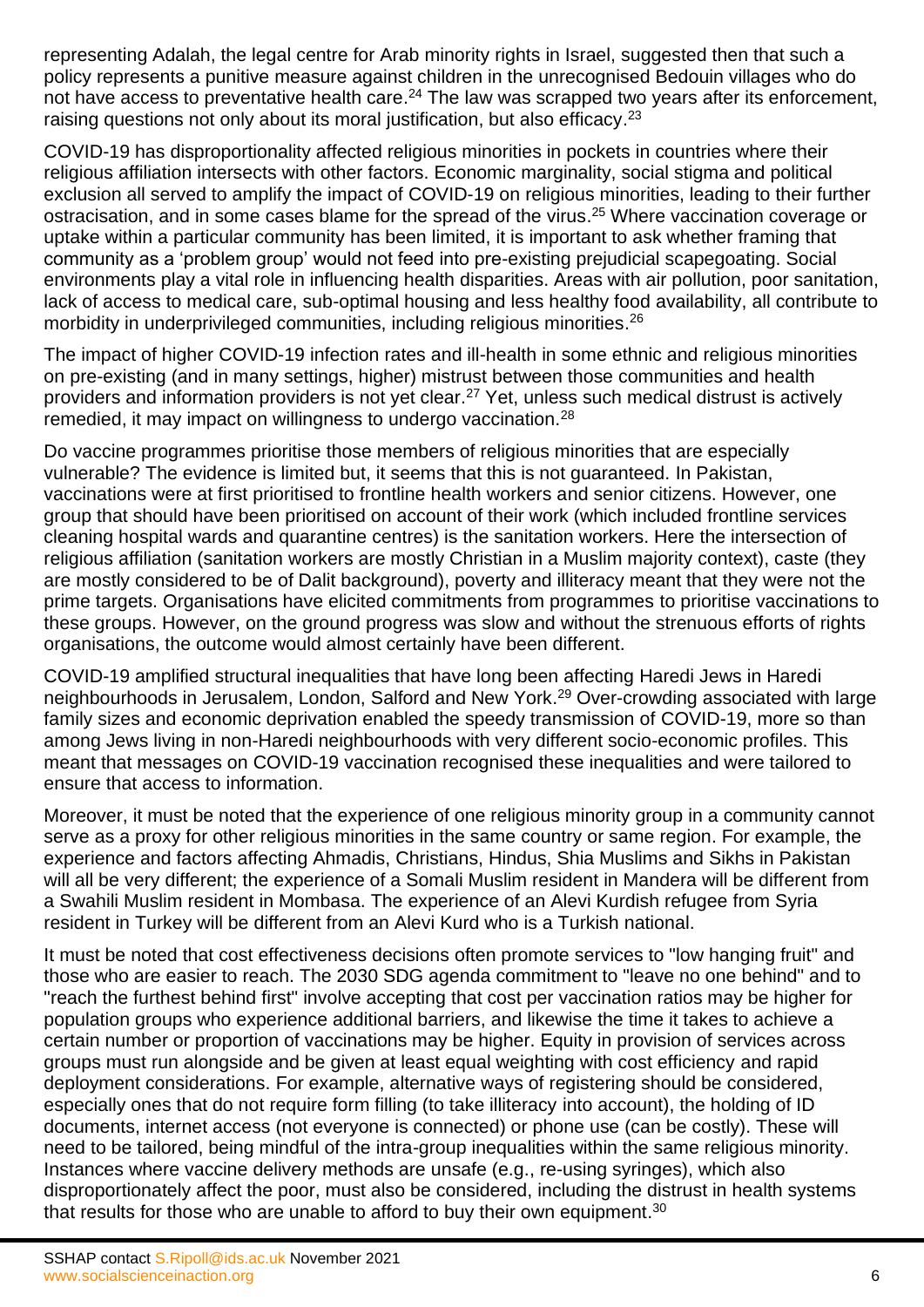representing Adalah, the legal centre for Arab minority rights in Israel, suggested then that such a policy represents a punitive measure against children in the unrecognised Bedouin villages who do not have access to preventative health care.[24] The law was scrapped two years after its enforcement, raising questions not only about its moral justification, but also efficacy.[23]

COVID-19 has disproportionality affected religious minorities in pockets in countries where their religious affiliation intersects with other factors. Economic marginality, social stigma and political exclusion all served to amplify the impact of COVID-19 on religious minorities, leading to their further ostracisation, and in some cases blame for the spread of the virus.[25] Where vaccination coverage or uptake within a particular community has been limited, it is important to ask whether framing that community as a 'problem group' would not feed into pre-existing prejudicial scapegoating. Social environments play a vital role in influencing health disparities. Areas with air pollution, poor sanitation, lack of access to medical care, sub-optimal housing and less healthy food availability, all contribute to morbidity in underprivileged communities, including religious minorities.[26]

The impact of higher COVID-19 infection rates and ill-health in some ethnic and religious minorities on pre-existing (and in many settings, higher) mistrust between those communities and health providers and information providers is not yet clear.[27] Yet, unless such medical distrust is actively remedied, it may impact on willingness to undergo vaccination.[28]

Do vaccine programmes prioritise those members of religious minorities that are especially vulnerable? The evidence is limited but, it seems that this is not guaranteed. In Pakistan, vaccinations were at first prioritised to frontline health workers and senior citizens. However, one group that should have been prioritised on account of their work (which included frontline services cleaning hospital wards and quarantine centres) is the sanitation workers. Here the intersection of religious affiliation (sanitation workers are mostly Christian in a Muslim majority context), caste (they are mostly considered to be of Dalit background), poverty and illiteracy meant that they were not the prime targets. Organisations have elicited commitments from programmes to prioritise vaccinations to these groups. However, on the ground progress was slow and without the strenuous efforts of rights organisations, the outcome would almost certainly have been different.

COVID-19 amplified structural inequalities that have long been affecting Haredi Jews in Haredi neighbourhoods in Jerusalem, London, Salford and New York.[29] Over-crowding associated with large family sizes and economic deprivation enabled the speedy transmission of COVID-19, more so than among Jews living in non-Haredi neighbourhoods with very different socio-economic profiles. This meant that messages on COVID-19 vaccination recognised these inequalities and were tailored to ensure that access to information.

Moreover, it must be noted that the experience of one religious minority group in a community cannot serve as a proxy for other religious minorities in the same country or same region. For example, the experience and factors affecting Ahmadis, Christians, Hindus, Shia Muslims and Sikhs in Pakistan will all be very different; the experience of a Somali Muslim resident in Mandera will be different from a Swahili Muslim resident in Mombasa. The experience of an Alevi Kurdish refugee from Syria resident in Turkey will be different from an Alevi Kurd who is a Turkish national.

It must be noted that cost effectiveness decisions often promote services to "low hanging fruit" and those who are easier to reach. The 2030 SDG agenda commitment to "leave no one behind" and to "reach the furthest behind first" involve accepting that cost per vaccination ratios may be higher for population groups who experience additional barriers, and likewise the time it takes to achieve a certain number or proportion of vaccinations may be higher. Equity in provision of services across groups must run alongside and be given at least equal weighting with cost efficiency and rapid deployment considerations. For example, alternative ways of registering should be considered, especially ones that do not require form filling (to take illiteracy into account), the holding of ID documents, internet access (not everyone is connected) or phone use (can be costly). These will need to be tailored, being mindful of the intra-group inequalities within the same religious minority. Instances where vaccine delivery methods are unsafe (e.g., re-using syringes), which also disproportionately affect the poor, must also be considered, including the distrust in health systems that results for those who are unable to afford to buy their own equipment.[30]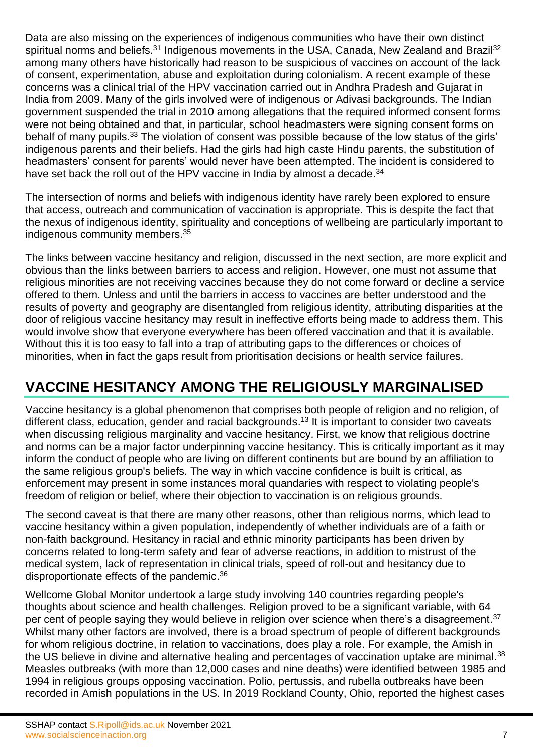Data are also missing on the experiences of indigenous communities who have their own distinct spiritual norms and beliefs.[31] Indigenous movements in the USA, Canada, New Zealand and Brazil[32] among many others have historically had reason to be suspicious of vaccines on account of the lack of consent, experimentation, abuse and exploitation during colonialism. A recent example of these concerns was a clinical trial of the HPV vaccination carried out in Andhra Pradesh and Gujarat in India from 2009. Many of the girls involved were of indigenous or Adivasi backgrounds. The Indian government suspended the trial in 2010 among allegations that the required informed consent forms were not being obtained and that, in particular, school headmasters were signing consent forms on behalf of many pupils.[33] The violation of consent was possible because of the low status of the girls' indigenous parents and their beliefs. Had the girls had high caste Hindu parents, the substitution of headmasters' consent for parents' would never have been attempted. The incident is considered to have set back the roll out of the HPV vaccine in India by almost a decade.[34]

The intersection of norms and beliefs with indigenous identity have rarely been explored to ensure that access, outreach and communication of vaccination is appropriate. This is despite the fact that the nexus of indigenous identity, spirituality and conceptions of wellbeing are particularly important to indigenous community members.[35]

The links between vaccine hesitancy and religion, discussed in the next section, are more explicit and obvious than the links between barriers to access and religion. However, one must not assume that religious minorities are not receiving vaccines because they do not come forward or decline a service offered to them. Unless and until the barriers in access to vaccines are better understood and the results of poverty and geography are disentangled from religious identity, attributing disparities at the door of religious vaccine hesitancy may result in ineffective efforts being made to address them. This would involve show that everyone everywhere has been offered vaccination and that it is available. Without this it is too easy to fall into a trap of attributing gaps to the differences or choices of minorities, when in fact the gaps result from prioritisation decisions or health service failures.

## VACCINE HESITANCY AMONG THE RELIGIOUSLY MARGINALISED

Vaccine hesitancy is a global phenomenon that comprises both people of religion and no religion, of different class, education, gender and racial backgrounds.[13] It is important to consider two caveats when discussing religious marginality and vaccine hesitancy. First, we know that religious doctrine and norms can be a major factor underpinning vaccine hesitancy. This is critically important as it may inform the conduct of people who are living on different continents but are bound by an affiliation to the same religious group's beliefs. The way in which vaccine confidence is built is critical, as enforcement may present in some instances moral quandaries with respect to violating people's freedom of religion or belief, where their objection to vaccination is on religious grounds.

The second caveat is that there are many other reasons, other than religious norms, which lead to vaccine hesitancy within a given population, independently of whether individuals are of a faith or non-faith background. Hesitancy in racial and ethnic minority participants has been driven by concerns related to long-term safety and fear of adverse reactions, in addition to mistrust of the medical system, lack of representation in clinical trials, speed of roll-out and hesitancy due to disproportionate effects of the pandemic.[36]

Wellcome Global Monitor undertook a large study involving 140 countries regarding people's thoughts about science and health challenges. Religion proved to be a significant variable, with 64 per cent of people saying they would believe in religion over science when there's a disagreement.[37] Whilst many other factors are involved, there is a broad spectrum of people of different backgrounds for whom religious doctrine, in relation to vaccinations, does play a role. For example, the Amish in the US believe in divine and alternative healing and percentages of vaccination uptake are minimal.[38] Measles outbreaks (with more than 12,000 cases and nine deaths) were identified between 1985 and 1994 in religious groups opposing vaccination. Polio, pertussis, and rubella outbreaks have been recorded in Amish populations in the US. In 2019 Rockland County, Ohio, reported the highest cases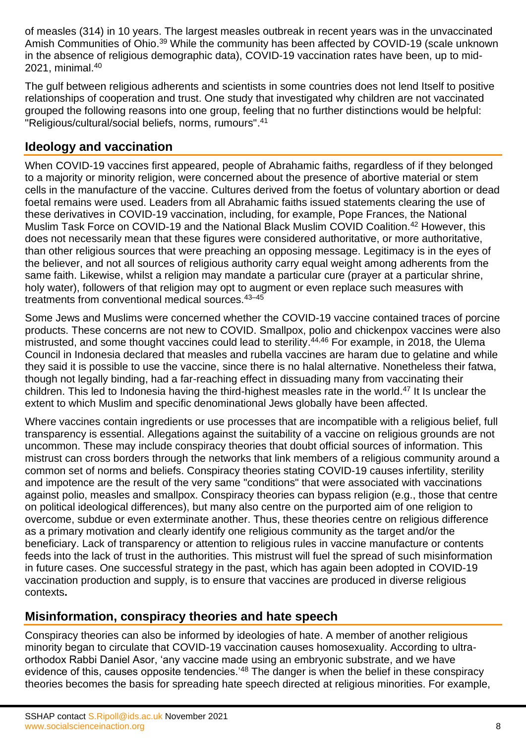of measles (314) in 10 years. The largest measles outbreak in recent years was in the unvaccinated Amish Communities of Ohio.[39] While the community has been affected by COVID-19 (scale unknown in the absence of religious demographic data), COVID-19 vaccination rates have been, up to mid-2021, minimal.[40]

The gulf between religious adherents and scientists in some countries does not lend Itself to positive relationships of cooperation and trust. One study that investigated why children are not vaccinated grouped the following reasons into one group, feeling that no further distinctions would be helpful: "Religious/cultural/social beliefs, norms, rumours".[41]

## Ideology and vaccination

When COVID-19 vaccines first appeared, people of Abrahamic faiths, regardless of if they belonged to a majority or minority religion, were concerned about the presence of abortive material or stem cells in the manufacture of the vaccine. Cultures derived from the foetus of voluntary abortion or dead foetal remains were used. Leaders from all Abrahamic faiths issued statements clearing the use of these derivatives in COVID-19 vaccination, including, for example, Pope Frances, the National Muslim Task Force on COVID-19 and the National Black Muslim COVID Coalition.[42] However, this does not necessarily mean that these figures were considered authoritative, or more authoritative, than other religious sources that were preaching an opposing message. Legitimacy is in the eyes of the believer, and not all sources of religious authority carry equal weight among adherents from the same faith. Likewise, whilst a religion may mandate a particular cure (prayer at a particular shrine, holy water), followers of that religion may opt to augment or even replace such measures with treatments from conventional medical sources.[43–45]

Some Jews and Muslims were concerned whether the COVID-19 vaccine contained traces of porcine products. These concerns are not new to COVID. Smallpox, polio and chickenpox vaccines were also mistrusted, and some thought vaccines could lead to sterility.[44,46] For example, in 2018, the Ulema Council in Indonesia declared that measles and rubella vaccines are haram due to gelatine and while they said it is possible to use the vaccine, since there is no halal alternative. Nonetheless their fatwa, though not legally binding, had a far-reaching effect in dissuading many from vaccinating their children. This led to Indonesia having the third-highest measles rate in the world.[47] It Is unclear the extent to which Muslim and specific denominational Jews globally have been affected.

Where vaccines contain ingredients or use processes that are incompatible with a religious belief, full transparency is essential. Allegations against the suitability of a vaccine on religious grounds are not uncommon. These may include conspiracy theories that doubt official sources of information. This mistrust can cross borders through the networks that link members of a religious community around a common set of norms and beliefs. Conspiracy theories stating COVID-19 causes infertility, sterility and impotence are the result of the very same "conditions" that were associated with vaccinations against polio, measles and smallpox. Conspiracy theories can bypass religion (e.g., those that centre on political ideological differences), but many also centre on the purported aim of one religion to overcome, subdue or even exterminate another. Thus, these theories centre on religious difference as a primary motivation and clearly identify one religious community as the target and/or the beneficiary. Lack of transparency or attention to religious rules in vaccine manufacture or contents feeds into the lack of trust in the authorities. This mistrust will fuel the spread of such misinformation in future cases. One successful strategy in the past, which has again been adopted in COVID-19 vaccination production and supply, is to ensure that vaccines are produced in diverse religious contexts.

## Misinformation, conspiracy theories and hate speech

Conspiracy theories can also be informed by ideologies of hate. A member of another religious minority began to circulate that COVID-19 vaccination causes homosexuality. According to ultra-orthodox Rabbi Daniel Asor, 'any vaccine made using an embryonic substrate, and we have evidence of this, causes opposite tendencies.'[48] The danger is when the belief in these conspiracy theories becomes the basis for spreading hate speech directed at religious minorities. For example,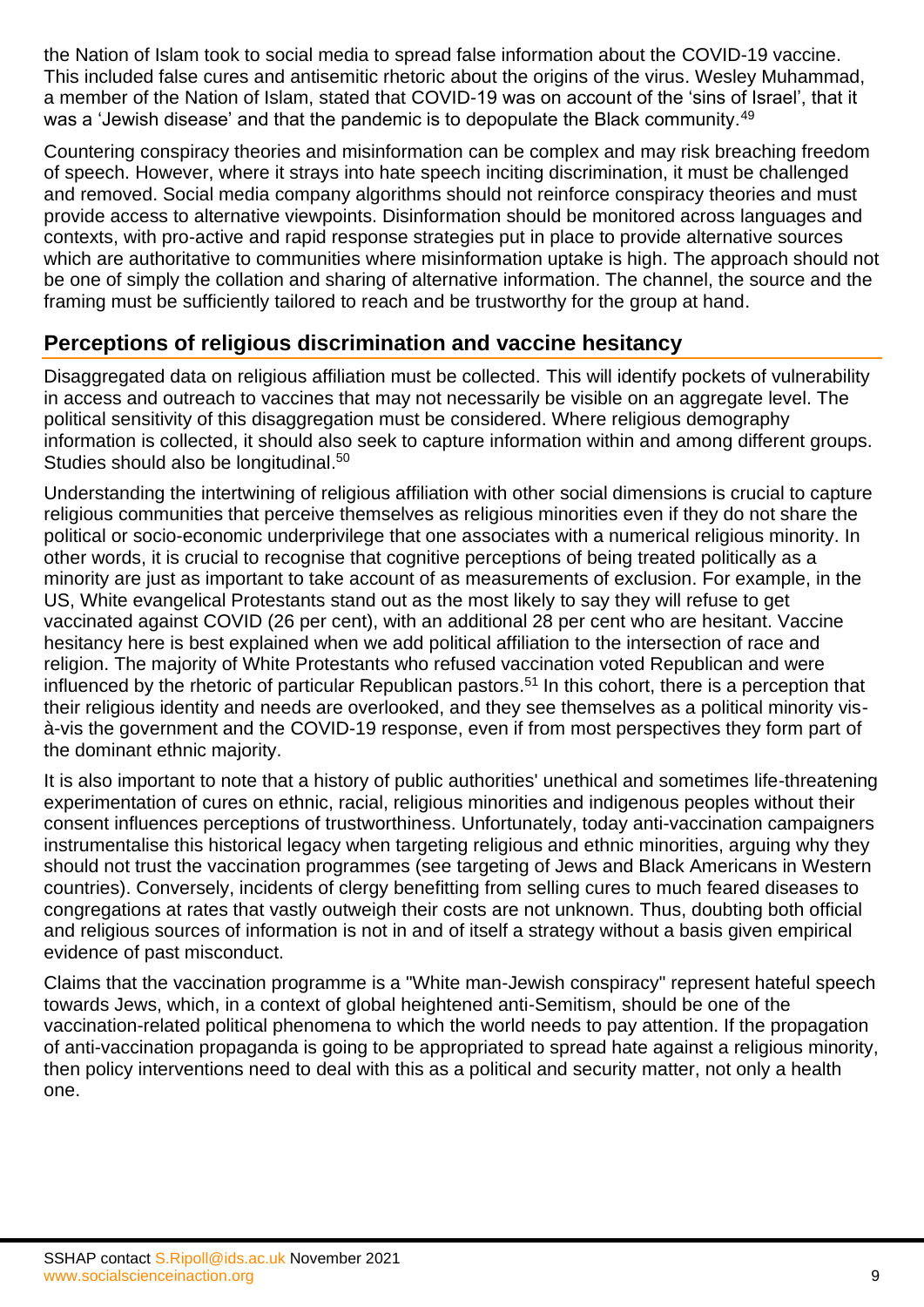the Nation of Islam took to social media to spread false information about the COVID-19 vaccine. This included false cures and antisemitic rhetoric about the origins of the virus. Wesley Muhammad, a member of the Nation of Islam, stated that COVID-19 was on account of the 'sins of Israel', that it was a 'Jewish disease' and that the pandemic is to depopulate the Black community.[49]

Countering conspiracy theories and misinformation can be complex and may risk breaching freedom of speech. However, where it strays into hate speech inciting discrimination, it must be challenged and removed. Social media company algorithms should not reinforce conspiracy theories and must provide access to alternative viewpoints. Disinformation should be monitored across languages and contexts, with pro-active and rapid response strategies put in place to provide alternative sources which are authoritative to communities where misinformation uptake is high. The approach should not be one of simply the collation and sharing of alternative information. The channel, the source and the framing must be sufficiently tailored to reach and be trustworthy for the group at hand.

## Perceptions of religious discrimination and vaccine hesitancy

Disaggregated data on religious affiliation must be collected. This will identify pockets of vulnerability in access and outreach to vaccines that may not necessarily be visible on an aggregate level. The political sensitivity of this disaggregation must be considered. Where religious demography information is collected, it should also seek to capture information within and among different groups. Studies should also be longitudinal.[50]

Understanding the intertwining of religious affiliation with other social dimensions is crucial to capture religious communities that perceive themselves as religious minorities even if they do not share the political or socio-economic underprivilege that one associates with a numerical religious minority. In other words, it is crucial to recognise that cognitive perceptions of being treated politically as a minority are just as important to take account of as measurements of exclusion. For example, in the US, White evangelical Protestants stand out as the most likely to say they will refuse to get vaccinated against COVID (26 per cent), with an additional 28 per cent who are hesitant. Vaccine hesitancy here is best explained when we add political affiliation to the intersection of race and religion. The majority of White Protestants who refused vaccination voted Republican and were influenced by the rhetoric of particular Republican pastors.[51] In this cohort, there is a perception that their religious identity and needs are overlooked, and they see themselves as a political minority vis-à-vis the government and the COVID-19 response, even if from most perspectives they form part of the dominant ethnic majority.

It is also important to note that a history of public authorities' unethical and sometimes life-threatening experimentation of cures on ethnic, racial, religious minorities and indigenous peoples without their consent influences perceptions of trustworthiness. Unfortunately, today anti-vaccination campaigners instrumentalise this historical legacy when targeting religious and ethnic minorities, arguing why they should not trust the vaccination programmes (see targeting of Jews and Black Americans in Western countries). Conversely, incidents of clergy benefitting from selling cures to much feared diseases to congregations at rates that vastly outweigh their costs are not unknown. Thus, doubting both official and religious sources of information is not in and of itself a strategy without a basis given empirical evidence of past misconduct.

Claims that the vaccination programme is a "White man-Jewish conspiracy" represent hateful speech towards Jews, which, in a context of global heightened anti-Semitism, should be one of the vaccination-related political phenomena to which the world needs to pay attention. If the propagation of anti-vaccination propaganda is going to be appropriated to spread hate against a religious minority, then policy interventions need to deal with this as a political and security matter, not only a health one.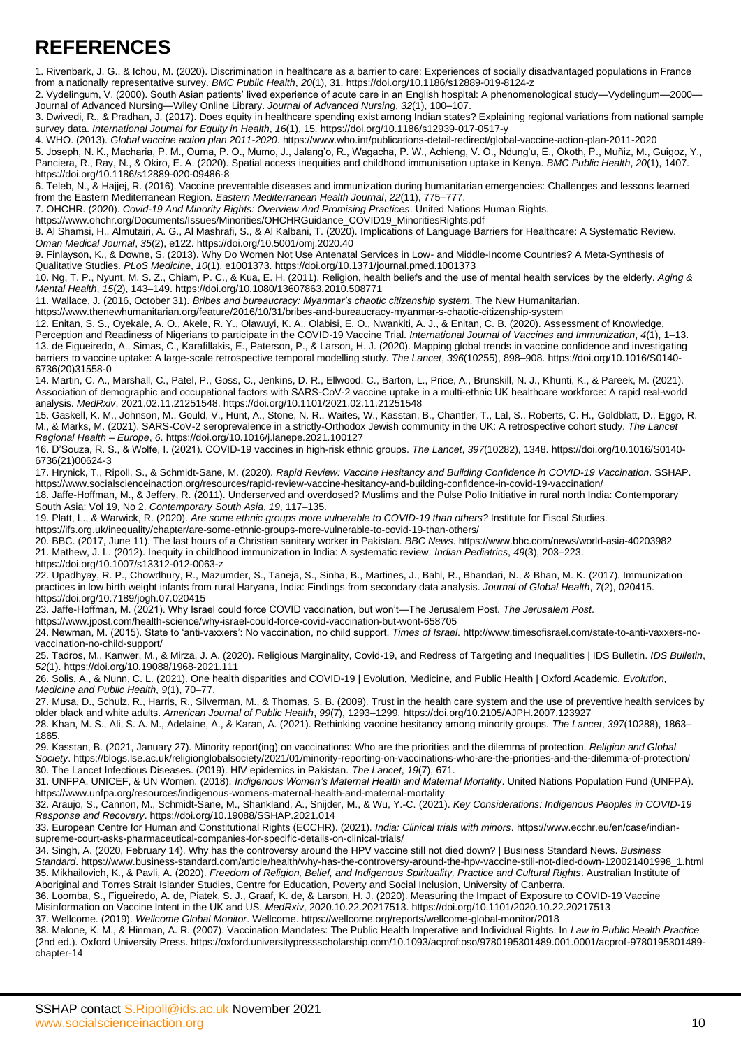# REFERENCES

1. Rivenbark, J. G., & Ichou, M. (2020). Discrimination in healthcare as a barrier to care: Experiences of socially disadvantaged populations in France from a nationally representative survey. *BMC Public Health*, *20*(1), 31. https://doi.org/10.1186/s12889-019-8124-z
2. Vydelingum, V. (2000). South Asian patients' lived experience of acute care in an English hospital: A phenomenological study—Vydelingum—2000—Journal of Advanced Nursing—Wiley Online Library. *Journal of Advanced Nursing*, *32*(1), 100–107.
3. Dwivedi, R., & Pradhan, J. (2017). Does equity in healthcare spending exist among Indian states? Explaining regional variations from national sample survey data. *International Journal for Equity in Health*, *16*(1), 15. https://doi.org/10.1186/s12939-017-0517-y
4. WHO. (2013). *Global vaccine action plan 2011-2020*. https://www.who.int/publications-detail-redirect/global-vaccine-action-plan-2011-2020
5. Joseph, N. K., Macharia, P. M., Ouma, P. O., Mumo, J., Jalang'o, R., Wagacha, P. W., Achieng, V. O., Ndung'u, E., Okoth, P., Muñiz, M., Guigoz, Y., Panciera, R., Ray, N., & Okiro, E. A. (2020). Spatial access inequities and childhood immunisation uptake in Kenya. *BMC Public Health*, *20*(1), 1407. https://doi.org/10.1186/s12889-020-09486-8
6. Teleb, N., & Hajjej, R. (2016). Vaccine preventable diseases and immunization during humanitarian emergencies: Challenges and lessons learned from the Eastern Mediterranean Region. *Eastern Mediterranean Health Journal*, *22*(11), 775–777.
7. OHCHR. (2020). *Covid-19 And Minority Rights: Overview And Promising Practices*. United Nations Human Rights. https://www.ohchr.org/Documents/Issues/Minorities/OHCHRGuidance_COVID19_MinoritiesRights.pdf
8. Al Shamsi, H., Almutairi, A. G., Al Mashrafi, S., & Al Kalbani, T. (2020). Implications of Language Barriers for Healthcare: A Systematic Review. *Oman Medical Journal*, *35*(2), e122. https://doi.org/10.5001/omj.2020.40
9. Finlayson, K., & Downe, S. (2013). Why Do Women Not Use Antenatal Services in Low- and Middle-Income Countries? A Meta-Synthesis of Qualitative Studies. *PLoS Medicine*, *10*(1), e1001373. https://doi.org/10.1371/journal.pmed.1001373
10. Ng, T. P., Nyunt, M. S. Z., Chiam, P. C., & Kua, E. H. (2011). Religion, health beliefs and the use of mental health services by the elderly. *Aging & Mental Health*, *15*(2), 143–149. https://doi.org/10.1080/13607863.2010.508771
11. Wallace, J. (2016, October 31). *Bribes and bureaucracy: Myanmar's chaotic citizenship system*. The New Humanitarian. https://www.thenewhumanitarian.org/feature/2016/10/31/bribes-and-bureaucracy-myanmar-s-chaotic-citizenship-system
12. Enitan, S. S., Oyekale, A. O., Akele, R. Y., Olawuyi, K. A., Olabisi, E. O., Nwankiti, A. J., & Enitan, C. B. (2020). Assessment of Knowledge, Perception and Readiness of Nigerians to participate in the COVID-19 Vaccine Trial. *International Journal of Vaccines and Immunization*, *4*(1), 1–13.
13. de Figueiredo, A., Simas, C., Karafillakis, E., Paterson, P., & Larson, H. J. (2020). Mapping global trends in vaccine confidence and investigating barriers to vaccine uptake: A large-scale retrospective temporal modelling study. *The Lancet*, *396*(10255), 898–908. https://doi.org/10.1016/S0140-6736(20)31558-0
14. Martin, C. A., Marshall, C., Patel, P., Goss, C., Jenkins, D. R., Ellwood, C., Barton, L., Price, A., Brunskill, N. J., Khunti, K., & Pareek, M. (2021). Association of demographic and occupational factors with SARS-CoV-2 vaccine uptake in a multi-ethnic UK healthcare workforce: A rapid real-world analysis. *MedRxiv*, 2021.02.11.21251548. https://doi.org/10.1101/2021.02.11.21251548
15. Gaskell, K. M., Johnson, M., Gould, V., Hunt, A., Stone, N. R., Waites, W., Kasstan, B., Chantler, T., Lal, S., Roberts, C. H., Goldblatt, D., Eggo, R. M., & Marks, M. (2021). SARS-CoV-2 seroprevalence in a strictly-Orthodox Jewish community in the UK: A retrospective cohort study. *The Lancet Regional Health – Europe*, *6*. https://doi.org/10.1016/j.lanepe.2021.100127
16. D'Souza, R. S., & Wolfe, I. (2021). COVID-19 vaccines in high-risk ethnic groups. *The Lancet*, *397*(10282), 1348. https://doi.org/10.1016/S0140-6736(21)00624-3
17. Hrynick, T., Ripoll, S., & Schmidt-Sane, M. (2020). *Rapid Review: Vaccine Hesitancy and Building Confidence in COVID-19 Vaccination*. SSHAP. https://www.socialscienceinaction.org/resources/rapid-review-vaccine-hesitancy-and-building-confidence-in-covid-19-vaccination/
18. Jaffe-Hoffman, M., & Jeffery, R. (2011). Underserved and overdosed? Muslims and the Pulse Polio Initiative in rural north India: Contemporary South Asia: Vol 19, No 2. *Contemporary South Asia*, *19*, 117–135.
19. Platt, L., & Warwick, R. (2020). *Are some ethnic groups more vulnerable to COVID-19 than others?* Institute for Fiscal Studies. https://ifs.org.uk/inequality/chapter/are-some-ethnic-groups-more-vulnerable-to-covid-19-than-others/
20. BBC. (2017, June 11). The last hours of a Christian sanitary worker in Pakistan. *BBC News*. https://www.bbc.com/news/world-asia-40203982
21. Mathew, J. L. (2012). Inequity in childhood immunization in India: A systematic review. *Indian Pediatrics*, *49*(3), 203–223. https://doi.org/10.1007/s13312-012-0063-z
22. Upadhyay, R. P., Chowdhury, R., Mazumder, S., Taneja, S., Sinha, B., Martines, J., Bahl, R., Bhandari, N., & Bhan, M. K. (2017). Immunization practices in low birth weight infants from rural Haryana, India: Findings from secondary data analysis. *Journal of Global Health*, *7*(2), 020415. https://doi.org/10.7189/jogh.07.020415
23. Jaffe-Hoffman, M. (2021). Why Israel could force COVID vaccination, but won't—The Jerusalem Post. *The Jerusalem Post*. https://www.jpost.com/health-science/why-israel-could-force-covid-vaccination-but-wont-658705
24. Newman, M. (2015). State to 'anti-vaxxers': No vaccination, no child support. *Times of Israel*. http://www.timesofisrael.com/state-to-anti-vaxxers-no-vaccination-no-child-support/
25. Tadros, M., Kanwer, M., & Mirza, J. A. (2020). Religious Marginality, Covid-19, and Redress of Targeting and Inequalities | IDS Bulletin. *IDS Bulletin*, *52*(1). https://doi.org/10.19088/1968-2021.111
26. Solis, A., & Nunn, C. L. (2021). One health disparities and COVID-19 | Evolution, Medicine, and Public Health | Oxford Academic. *Evolution, Medicine and Public Health*, *9*(1), 70–77.
27. Musa, D., Schulz, R., Harris, R., Silverman, M., & Thomas, S. B. (2009). Trust in the health care system and the use of preventive health services by older black and white adults. *American Journal of Public Health*, *99*(7), 1293–1299. https://doi.org/10.2105/AJPH.2007.123927
28. Khan, M. S., Ali, S. A. M., Adelaine, A., & Karan, A. (2021). Rethinking vaccine hesitancy among minority groups. *The Lancet*, *397*(10288), 1863–1865.
29. Kasstan, B. (2021, January 27). Minority report(ing) on vaccinations: Who are the priorities and the dilemma of protection. *Religion and Global Society*. https://blogs.lse.ac.uk/religionglobalsociety/2021/01/minority-reporting-on-vaccinations-who-are-the-priorities-and-the-dilemma-of-protection/
30. The Lancet Infectious Diseases. (2019). HIV epidemics in Pakistan. *The Lancet*, *19*(7), 671.
31. UNFPA, UNICEF, & UN Women. (2018). *Indigenous Women's Maternal Health and Maternal Mortality*. United Nations Population Fund (UNFPA). https://www.unfpa.org/resources/indigenous-womens-maternal-health-and-maternal-mortality
32. Araujo, S., Cannon, M., Schmidt-Sane, M., Shankland, A., Snijder, M., & Wu, Y.-C. (2021). *Key Considerations: Indigenous Peoples in COVID-19 Response and Recovery*. https://doi.org/10.19088/SSHAP.2021.014
33. European Centre for Human and Constitutional Rights (ECCHR). (2021). *India: Clinical trials with minors*. https://www.ecchr.eu/en/case/indian-supreme-court-asks-pharmaceutical-companies-for-specific-details-on-clinical-trials/
34. Singh, A. (2020, February 14). Why has the controversy around the HPV vaccine still not died down? | Business Standard News. *Business Standard*. https://www.business-standard.com/article/health/why-has-the-controversy-around-the-hpv-vaccine-still-not-died-down-120021401998_1.html
35. Mikhailovich, K., & Pavli, A. (2020). *Freedom of Religion, Belief, and Indigenous Spirituality, Practice and Cultural Rights*. Australian Institute of Aboriginal and Torres Strait Islander Studies, Centre for Education, Poverty and Social Inclusion, University of Canberra.
36. Loomba, S., Figueiredo, A. de, Piatek, S. J., Graaf, K. de, & Larson, H. J. (2020). Measuring the Impact of Exposure to COVID-19 Vaccine Misinformation on Vaccine Intent in the UK and US. *MedRxiv*, 2020.10.22.20217513. https://doi.org/10.1101/2020.10.22.20217513
37. Wellcome. (2019). *Wellcome Global Monitor*. Wellcome. https://wellcome.org/reports/wellcome-global-monitor/2018
38. Malone, K. M., & Hinman, A. R. (2007). Vaccination Mandates: The Public Health Imperative and Individual Rights. In *Law in Public Health Practice* (2nd ed.). Oxford University Press. https://oxford.universitypressscholarship.com/10.1093/acprof:oso/9780195301489.001.0001/acprof-9780195301489-chapter-14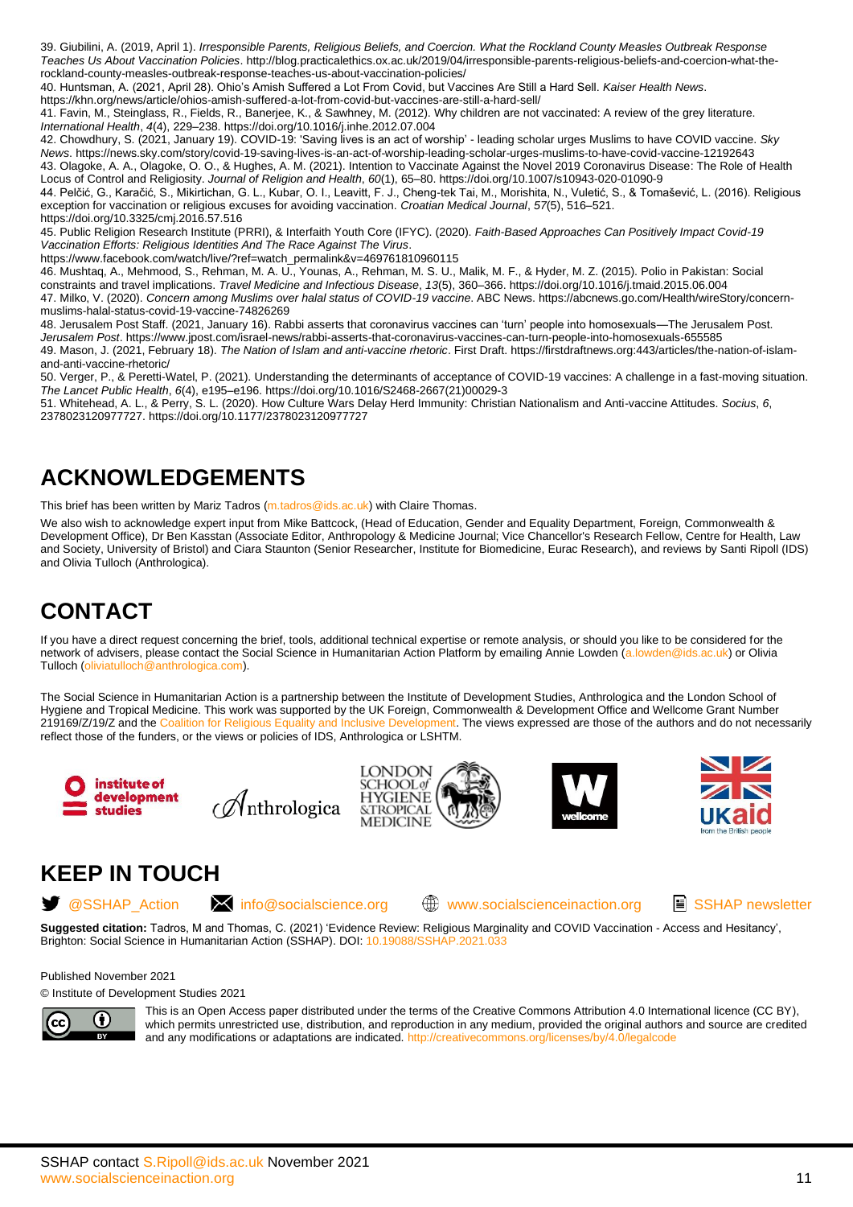39. Giubilini, A. (2019, April 1). *Irresponsible Parents, Religious Beliefs, and Coercion. What the Rockland County Measles Outbreak Response Teaches Us About Vaccination Policies*. http://blog.practicalethics.ox.ac.uk/2019/04/irresponsible-parents-religious-beliefs-and-coercion-what-the-rockland-county-measles-outbreak-response-teaches-us-about-vaccination-policies/

40. Huntsman, A. (2021, April 28). Ohio's Amish Suffered a Lot From Covid, but Vaccines Are Still a Hard Sell. *Kaiser Health News*. https://khn.org/news/article/ohios-amish-suffered-a-lot-from-covid-but-vaccines-are-still-a-hard-sell/

41. Favin, M., Steinglass, R., Fields, R., Banerjee, K., & Sawhney, M. (2012). Why children are not vaccinated: A review of the grey literature. *International Health*, *4*(4), 229–238. https://doi.org/10.1016/j.inhe.2012.07.004

42. Chowdhury, S. (2021, January 19). COVID-19: 'Saving lives is an act of worship' - leading scholar urges Muslims to have COVID vaccine. *Sky News*. https://news.sky.com/story/covid-19-saving-lives-is-an-act-of-worship-leading-scholar-urges-muslims-to-have-covid-vaccine-12192643

43. Olagoke, A. A., Olagoke, O. O., & Hughes, A. M. (2021). Intention to Vaccinate Against the Novel 2019 Coronavirus Disease: The Role of Health Locus of Control and Religiosity. *Journal of Religion and Health*, *60*(1), 65–80. https://doi.org/10.1007/s10943-020-01090-9

44. Pelčić, G., Karačić, S., Mikirtichan, G. L., Kubar, O. I., Leavitt, F. J., Cheng-tek Tai, M., Morishita, N., Vuletić, S., & Tomašević, L. (2016). Religious exception for vaccination or religious excuses for avoiding vaccination. *Croatian Medical Journal*, *57*(5), 516–521. https://doi.org/10.3325/cmj.2016.57.516

45. Public Religion Research Institute (PRRI), & Interfaith Youth Core (IFYC). (2020). *Faith-Based Approaches Can Positively Impact Covid-19 Vaccination Efforts: Religious Identities And The Race Against The Virus*. https://www.facebook.com/watch/live/?ref=watch_permalink&v=469761810960115

46. Mushtaq, A., Mehmood, S., Rehman, M. A. U., Younas, A., Rehman, M. S. U., Malik, M. F., & Hyder, M. Z. (2015). Polio in Pakistan: Social constraints and travel implications. *Travel Medicine and Infectious Disease*, *13*(5), 360–366. https://doi.org/10.1016/j.tmaid.2015.06.004

47. Milko, V. (2020). *Concern among Muslims over halal status of COVID-19 vaccine*. ABC News. https://abcnews.go.com/Health/wireStory/concern-muslims-halal-status-covid-19-vaccine-74826269

48. Jerusalem Post Staff. (2021, January 16). Rabbi asserts that coronavirus vaccines can 'turn' people into homosexuals—The Jerusalem Post. *Jerusalem Post*. https://www.jpost.com/israel-news/rabbi-asserts-that-coronavirus-vaccines-can-turn-people-into-homosexuals-655585

49. Mason, J. (2021, February 18). *The Nation of Islam and anti-vaccine rhetoric*. First Draft. https://firstdraftnews.org:443/articles/the-nation-of-islam-and-anti-vaccine-rhetoric/

50. Verger, P., & Peretti-Watel, P. (2021). Understanding the determinants of acceptance of COVID-19 vaccines: A challenge in a fast-moving situation. *The Lancet Public Health*, *6*(4), e195–e196. https://doi.org/10.1016/S2468-2667(21)00029-3

51. Whitehead, A. L., & Perry, S. L. (2020). How Culture Wars Delay Herd Immunity: Christian Nationalism and Anti-vaccine Attitudes. *Socius*, *6*, 2378023120977727. https://doi.org/10.1177/2378023120977727

## ACKNOWLEDGEMENTS

This brief has been written by Mariz Tadros (m.tadros@ids.ac.uk) with Claire Thomas.

We also wish to acknowledge expert input from Mike Battcock, (Head of Education, Gender and Equality Department, Foreign, Commonwealth & Development Office), Dr Ben Kasstan (Associate Editor, Anthropology & Medicine Journal; Vice Chancellor's Research Fellow, Centre for Health, Law and Society, University of Bristol) and Ciara Staunton (Senior Researcher, Institute for Biomedicine, Eurac Research), and reviews by Santi Ripoll (IDS) and Olivia Tulloch (Anthrologica).

## CONTACT

If you have a direct request concerning the brief, tools, additional technical expertise or remote analysis, or should you like to be considered for the network of advisers, please contact the Social Science in Humanitarian Action Platform by emailing Annie Lowden (a.lowden@ids.ac.uk) or Olivia Tulloch (oliviatulloch@anthrologica.com).

The Social Science in Humanitarian Action is a partnership between the Institute of Development Studies, Anthrologica and the London School of Hygiene and Tropical Medicine. This work was supported by the UK Foreign, Commonwealth & Development Office and Wellcome Grant Number 219169/Z/19/Z and the Coalition for Religious Equality and Inclusive Development. The views expressed are those of the authors and do not necessarily reflect those of the funders, or the views or policies of IDS, Anthrologica or LSHTM.

institute of development studies | Anthrologica | London School of Hygiene & Tropical Medicine | wellcome | UKaid from the British people

## KEEP IN TOUCH

@SSHAP_Action | info@socialscience.org | www.socialscienceinaction.org | SSHAP newsletter

**Suggested citation:** Tadros, M and Thomas, C. (2021) 'Evidence Review: Religious Marginality and COVID Vaccination - Access and Hesitancy', Brighton: Social Science in Humanitarian Action (SSHAP). DOI: 10.19088/SSHAP.2021.033

Published November 2021

© Institute of Development Studies 2021

This is an Open Access paper distributed under the terms of the Creative Commons Attribution 4.0 International licence (CC BY), which permits unrestricted use, distribution, and reproduction in any medium, provided the original authors and source are credited and any modifications or adaptations are indicated. http://creativecommons.org/licenses/by/4.0/legalcode

SSHAP contact S.Ripoll@ids.ac.uk November 2021
www.socialscienceinaction.org